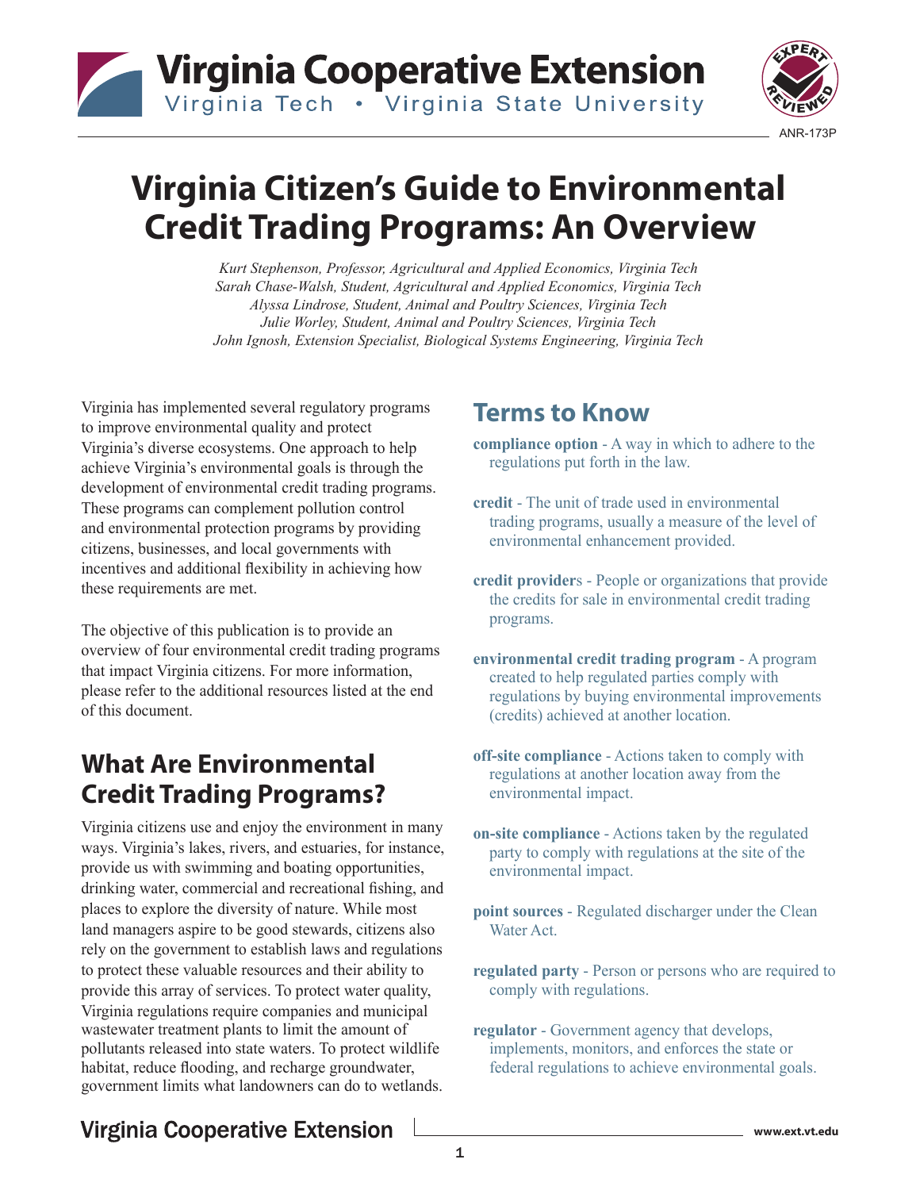ANR-173P

# Virginia Citizen's Guide to Environmental Credit Trading Programs: An Overview

*Kurt Stephenson, Professor, Agricultural and Applied Economics, Virginia Tech*
*Sarah Chase-Walsh, Student, Agricultural and Applied Economics, Virginia Tech*
*Alyssa Lindrose, Student, Animal and Poultry Sciences, Virginia Tech*
*Julie Worley, Student, Animal and Poultry Sciences, Virginia Tech*
*John Ignosh, Extension Specialist, Biological Systems Engineering, Virginia Tech*

Virginia has implemented several regulatory programs to improve environmental quality and protect Virginia's diverse ecosystems. One approach to help achieve Virginia's environmental goals is through the development of environmental credit trading programs. These programs can complement pollution control and environmental protection programs by providing citizens, businesses, and local governments with incentives and additional flexibility in achieving how these requirements are met.

The objective of this publication is to provide an overview of four environmental credit trading programs that impact Virginia citizens. For more information, please refer to the additional resources listed at the end of this document.

## What Are Environmental Credit Trading Programs?

Virginia citizens use and enjoy the environment in many ways. Virginia's lakes, rivers, and estuaries, for instance, provide us with swimming and boating opportunities, drinking water, commercial and recreational fishing, and places to explore the diversity of nature. While most land managers aspire to be good stewards, citizens also rely on the government to establish laws and regulations to protect these valuable resources and their ability to provide this array of services. To protect water quality, Virginia regulations require companies and municipal wastewater treatment plants to limit the amount of pollutants released into state waters. To protect wildlife habitat, reduce flooding, and recharge groundwater, government limits what landowners can do to wetlands.

## Terms to Know

**compliance option** - A way in which to adhere to the regulations put forth in the law.

**credit** - The unit of trade used in environmental trading programs, usually a measure of the level of environmental enhancement provided.

**credit providers** - People or organizations that provide the credits for sale in environmental credit trading programs.

**environmental credit trading program** - A program created to help regulated parties comply with regulations by buying environmental improvements (credits) achieved at another location.

**off-site compliance** - Actions taken to comply with regulations at another location away from the environmental impact.

**on-site compliance** - Actions taken by the regulated party to comply with regulations at the site of the environmental impact.

**point sources** - Regulated discharger under the Clean Water Act.

**regulated party** - Person or persons who are required to comply with regulations.

**regulator** - Government agency that develops, implements, monitors, and enforces the state or federal regulations to achieve environmental goals.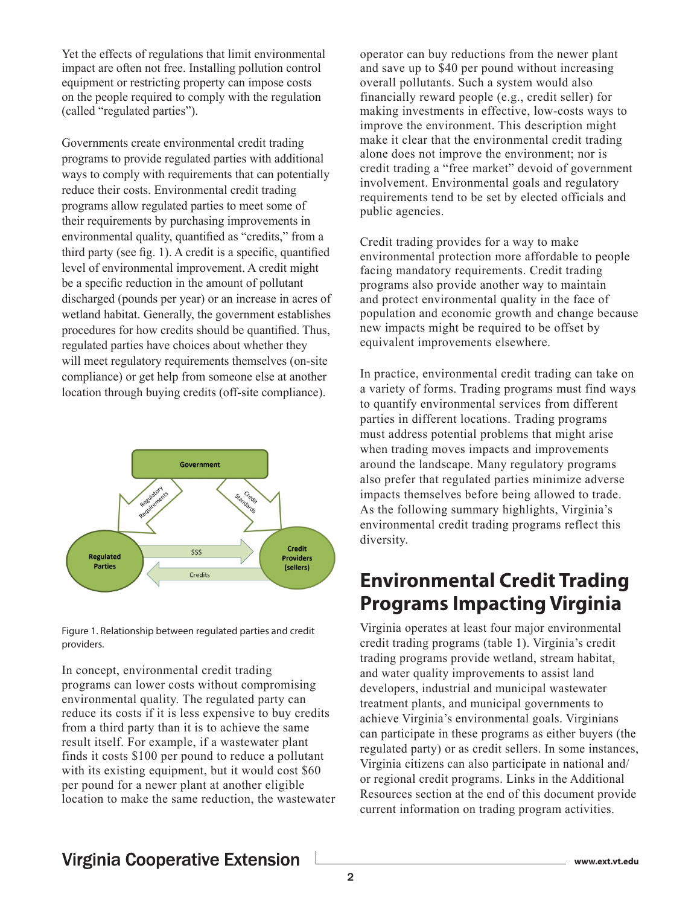Yet the effects of regulations that limit environmental impact are often not free. Installing pollution control equipment or restricting property can impose costs on the people required to comply with the regulation (called "regulated parties").

Governments create environmental credit trading programs to provide regulated parties with additional ways to comply with requirements that can potentially reduce their costs. Environmental credit trading programs allow regulated parties to meet some of their requirements by purchasing improvements in environmental quality, quantified as "credits," from a third party (see fig. 1). A credit is a specific, quantified level of environmental improvement. A credit might be a specific reduction in the amount of pollutant discharged (pounds per year) or an increase in acres of wetland habitat. Generally, the government establishes procedures for how credits should be quantified. Thus, regulated parties have choices about whether they will meet regulatory requirements themselves (on-site compliance) or get help from someone else at another location through buying credits (off-site compliance).

Figure 1. Relationship between regulated parties and credit providers.

In concept, environmental credit trading programs can lower costs without compromising environmental quality. The regulated party can reduce its costs if it is less expensive to buy credits from a third party than it is to achieve the same result itself. For example, if a wastewater plant finds it costs $100 per pound to reduce a pollutant with its existing equipment, but it would cost $60 per pound for a newer plant at another eligible location to make the same reduction, the wastewater operator can buy reductions from the newer plant and save up to $40 per pound without increasing overall pollutants. Such a system would also financially reward people (e.g., credit seller) for making investments in effective, low-costs ways to improve the environment. This description might make it clear that the environmental credit trading alone does not improve the environment; nor is credit trading a "free market" devoid of government involvement. Environmental goals and regulatory requirements tend to be set by elected officials and public agencies.

Credit trading provides for a way to make environmental protection more affordable to people facing mandatory requirements. Credit trading programs also provide another way to maintain and protect environmental quality in the face of population and economic growth and change because new impacts might be required to be offset by equivalent improvements elsewhere.

In practice, environmental credit trading can take on a variety of forms. Trading programs must find ways to quantify environmental services from different parties in different locations. Trading programs must address potential problems that might arise when trading moves impacts and improvements around the landscape. Many regulatory programs also prefer that regulated parties minimize adverse impacts themselves before being allowed to trade. As the following summary highlights, Virginia's environmental credit trading programs reflect this diversity.

## Environmental Credit Trading Programs Impacting Virginia

Virginia operates at least four major environmental credit trading programs (table 1). Virginia's credit trading programs provide wetland, stream habitat, and water quality improvements to assist land developers, industrial and municipal wastewater treatment plants, and municipal governments to achieve Virginia's environmental goals. Virginians can participate in these programs as either buyers (the regulated party) or as credit sellers. In some instances, Virginia citizens can also participate in national and/or regional credit programs. Links in the Additional Resources section at the end of this document provide current information on trading program activities.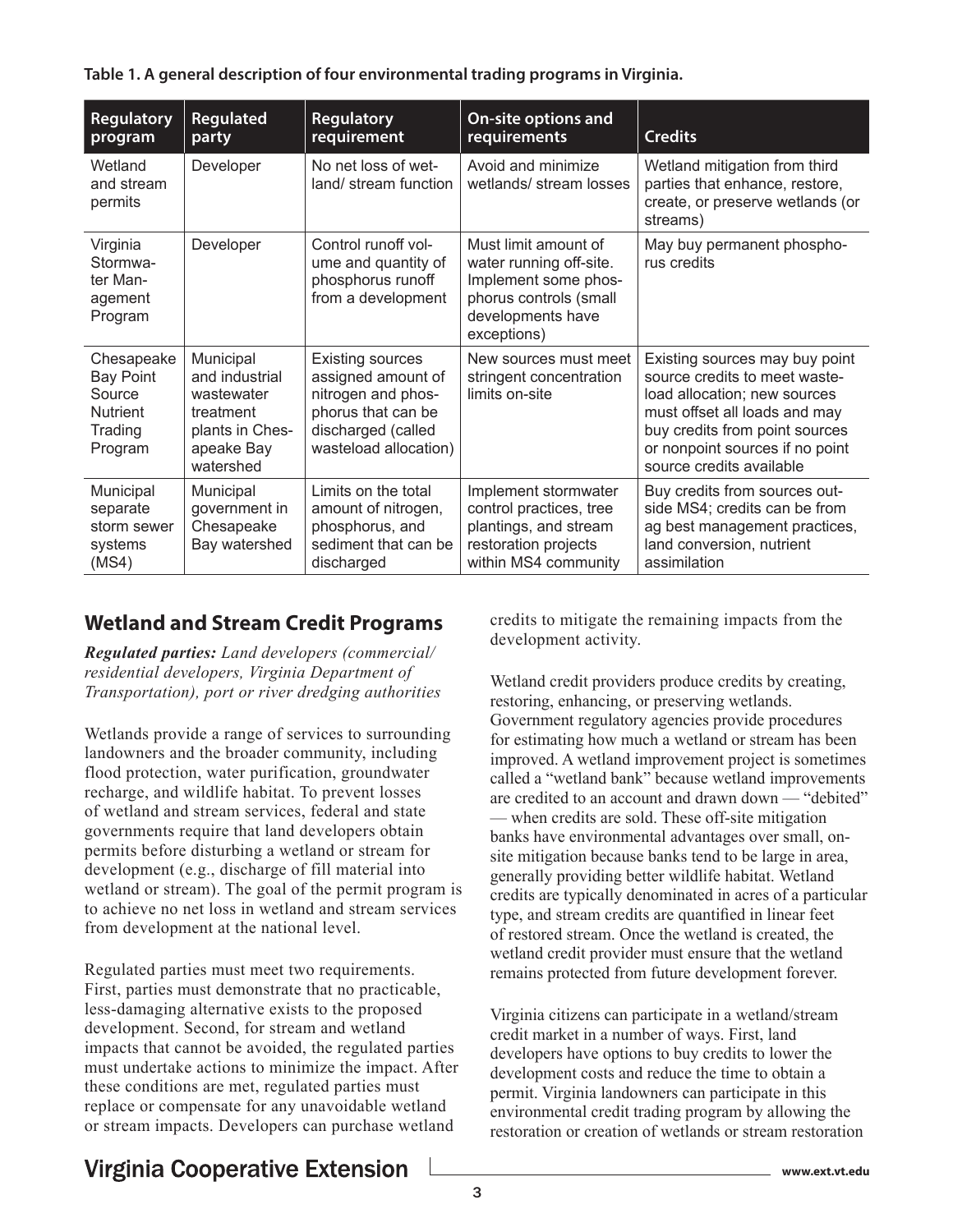**Table 1. A general description of four environmental trading programs in Virginia.**

| Regulatory program | Regulated party | Regulatory requirement | On-site options and requirements | Credits |
|---|---|---|---|---|
| Wetland and stream permits | Developer | No net loss of wetland/ stream function | Avoid and minimize wetlands/ stream losses | Wetland mitigation from third parties that enhance, restore, create, or preserve wetlands (or streams) |
| Virginia Stormwater Management Program | Developer | Control runoff volume and quantity of phosphorus runoff from a development | Must limit amount of water running off-site. Implement some phosphorus controls (small developments have exceptions) | May buy permanent phosphorus credits |
| Chesapeake Bay Point Source Nutrient Trading Program | Municipal and industrial wastewater treatment plants in Chesapeake Bay watershed | Existing sources assigned amount of nitrogen and phosphorus that can be discharged (called wasteload allocation) | New sources must meet stringent concentration limits on-site | Existing sources may buy point source credits to meet wasteload allocation; new sources must offset all loads and may buy credits from point sources or nonpoint sources if no point source credits available |
| Municipal separate storm sewer systems (MS4) | Municipal government in Chesapeake Bay watershed | Limits on the total amount of nitrogen, phosphorus, and sediment that can be discharged | Implement stormwater control practices, tree plantings, and stream restoration projects within MS4 community | Buy credits from sources outside MS4; credits can be from ag best management practices, land conversion, nutrient assimilation |

## Wetland and Stream Credit Programs

***Regulated parties:*** *Land developers (commercial/ residential developers, Virginia Department of Transportation), port or river dredging authorities*

Wetlands provide a range of services to surrounding landowners and the broader community, including flood protection, water purification, groundwater recharge, and wildlife habitat. To prevent losses of wetland and stream services, federal and state governments require that land developers obtain permits before disturbing a wetland or stream for development (e.g., discharge of fill material into wetland or stream). The goal of the permit program is to achieve no net loss in wetland and stream services from development at the national level.

Regulated parties must meet two requirements. First, parties must demonstrate that no practicable, less-damaging alternative exists to the proposed development. Second, for stream and wetland impacts that cannot be avoided, the regulated parties must undertake actions to minimize the impact. After these conditions are met, regulated parties must replace or compensate for any unavoidable wetland or stream impacts. Developers can purchase wetland credits to mitigate the remaining impacts from the development activity.

Wetland credit providers produce credits by creating, restoring, enhancing, or preserving wetlands. Government regulatory agencies provide procedures for estimating how much a wetland or stream has been improved. A wetland improvement project is sometimes called a "wetland bank" because wetland improvements are credited to an account and drawn down — "debited" — when credits are sold. These off-site mitigation banks have environmental advantages over small, on-site mitigation because banks tend to be large in area, generally providing better wildlife habitat. Wetland credits are typically denominated in acres of a particular type, and stream credits are quantified in linear feet of restored stream. Once the wetland is created, the wetland credit provider must ensure that the wetland remains protected from future development forever.

Virginia citizens can participate in a wetland/stream credit market in a number of ways. First, land developers have options to buy credits to lower the development costs and reduce the time to obtain a permit. Virginia landowners can participate in this environmental credit trading program by allowing the restoration or creation of wetlands or stream restoration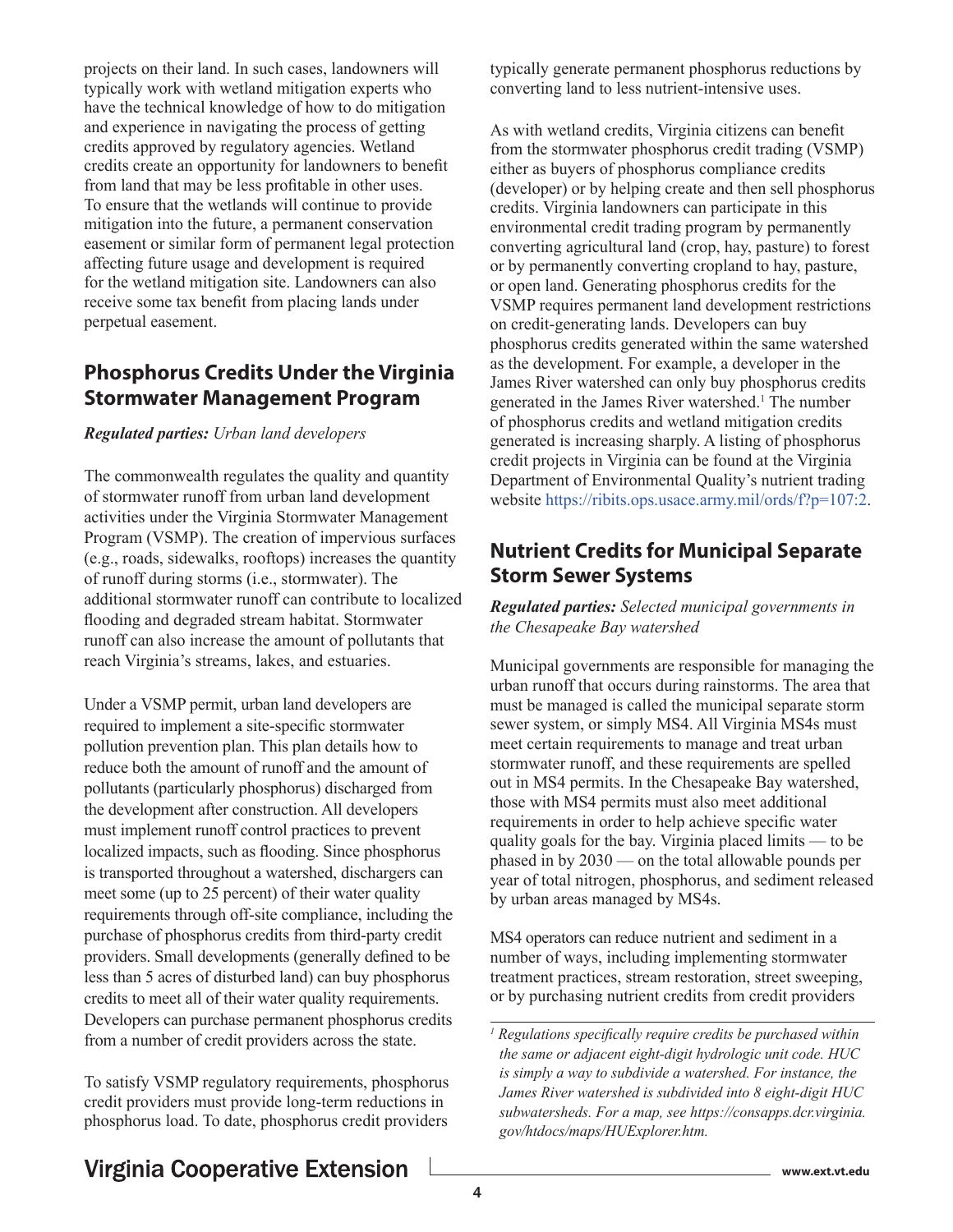projects on their land. In such cases, landowners will typically work with wetland mitigation experts who have the technical knowledge of how to do mitigation and experience in navigating the process of getting credits approved by regulatory agencies. Wetland credits create an opportunity for landowners to benefit from land that may be less profitable in other uses. To ensure that the wetlands will continue to provide mitigation into the future, a permanent conservation easement or similar form of permanent legal protection affecting future usage and development is required for the wetland mitigation site. Landowners can also receive some tax benefit from placing lands under perpetual easement.

## Phosphorus Credits Under the Virginia Stormwater Management Program

***Regulated parties:*** *Urban land developers*

The commonwealth regulates the quality and quantity of stormwater runoff from urban land development activities under the Virginia Stormwater Management Program (VSMP). The creation of impervious surfaces (e.g., roads, sidewalks, rooftops) increases the quantity of runoff during storms (i.e., stormwater). The additional stormwater runoff can contribute to localized flooding and degraded stream habitat. Stormwater runoff can also increase the amount of pollutants that reach Virginia's streams, lakes, and estuaries.

Under a VSMP permit, urban land developers are required to implement a site-specific stormwater pollution prevention plan. This plan details how to reduce both the amount of runoff and the amount of pollutants (particularly phosphorus) discharged from the development after construction. All developers must implement runoff control practices to prevent localized impacts, such as flooding. Since phosphorus is transported throughout a watershed, dischargers can meet some (up to 25 percent) of their water quality requirements through off-site compliance, including the purchase of phosphorus credits from third-party credit providers. Small developments (generally defined to be less than 5 acres of disturbed land) can buy phosphorus credits to meet all of their water quality requirements. Developers can purchase permanent phosphorus credits from a number of credit providers across the state.

To satisfy VSMP regulatory requirements, phosphorus credit providers must provide long-term reductions in phosphorus load. To date, phosphorus credit providers typically generate permanent phosphorus reductions by converting land to less nutrient-intensive uses.

As with wetland credits, Virginia citizens can benefit from the stormwater phosphorus credit trading (VSMP) either as buyers of phosphorus compliance credits (developer) or by helping create and then sell phosphorus credits. Virginia landowners can participate in this environmental credit trading program by permanently converting agricultural land (crop, hay, pasture) to forest or by permanently converting cropland to hay, pasture, or open land. Generating phosphorus credits for the VSMP requires permanent land development restrictions on credit-generating lands. Developers can buy phosphorus credits generated within the same watershed as the development. For example, a developer in the James River watershed can only buy phosphorus credits generated in the James River watershed.[1] The number of phosphorus credits and wetland mitigation credits generated is increasing sharply. A listing of phosphorus credit projects in Virginia can be found at the Virginia Department of Environmental Quality's nutrient trading website https://ribits.ops.usace.army.mil/ords/f?p=107:2.

## Nutrient Credits for Municipal Separate Storm Sewer Systems

***Regulated parties:*** *Selected municipal governments in the Chesapeake Bay watershed*

Municipal governments are responsible for managing the urban runoff that occurs during rainstorms. The area that must be managed is called the municipal separate storm sewer system, or simply MS4. All Virginia MS4s must meet certain requirements to manage and treat urban stormwater runoff, and these requirements are spelled out in MS4 permits. In the Chesapeake Bay watershed, those with MS4 permits must also meet additional requirements in order to help achieve specific water quality goals for the bay. Virginia placed limits — to be phased in by 2030 — on the total allowable pounds per year of total nitrogen, phosphorus, and sediment released by urban areas managed by MS4s.

MS4 operators can reduce nutrient and sediment in a number of ways, including implementing stormwater treatment practices, stream restoration, street sweeping, or by purchasing nutrient credits from credit providers

---

*[1] Regulations specifically require credits be purchased within the same or adjacent eight-digit hydrologic unit code. HUC is simply a way to subdivide a watershed. For instance, the James River watershed is subdivided into 8 eight-digit HUC subwatersheds. For a map, see https://consapps.dcr.virginia.gov/htdocs/maps/HUExplorer.htm.*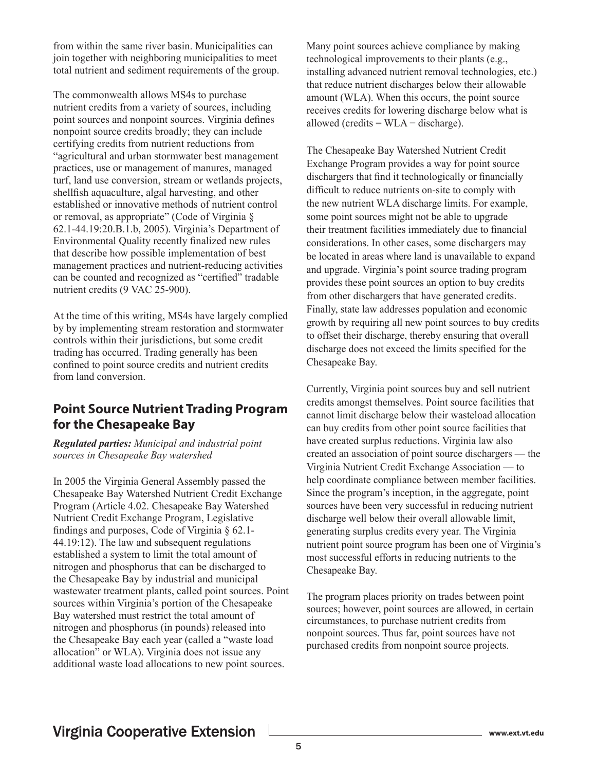from within the same river basin. Municipalities can join together with neighboring municipalities to meet total nutrient and sediment requirements of the group.

The commonwealth allows MS4s to purchase nutrient credits from a variety of sources, including point sources and nonpoint sources. Virginia defines nonpoint source credits broadly; they can include certifying credits from nutrient reductions from "agricultural and urban stormwater best management practices, use or management of manures, managed turf, land use conversion, stream or wetlands projects, shellfish aquaculture, algal harvesting, and other established or innovative methods of nutrient control or removal, as appropriate" (Code of Virginia § 62.1-44.19:20.B.1.b, 2005). Virginia's Department of Environmental Quality recently finalized new rules that describe how possible implementation of best management practices and nutrient-reducing activities can be counted and recognized as "certified" tradable nutrient credits (9 VAC 25-900).

At the time of this writing, MS4s have largely complied by by implementing stream restoration and stormwater controls within their jurisdictions, but some credit trading has occurred. Trading generally has been confined to point source credits and nutrient credits from land conversion.

## Point Source Nutrient Trading Program for the Chesapeake Bay

***Regulated parties:*** *Municipal and industrial point sources in Chesapeake Bay watershed*

In 2005 the Virginia General Assembly passed the Chesapeake Bay Watershed Nutrient Credit Exchange Program (Article 4.02. Chesapeake Bay Watershed Nutrient Credit Exchange Program, Legislative findings and purposes, Code of Virginia § 62.1-44.19:12). The law and subsequent regulations established a system to limit the total amount of nitrogen and phosphorus that can be discharged to the Chesapeake Bay by industrial and municipal wastewater treatment plants, called point sources. Point sources within Virginia's portion of the Chesapeake Bay watershed must restrict the total amount of nitrogen and phosphorus (in pounds) released into the Chesapeake Bay each year (called a "waste load allocation" or WLA). Virginia does not issue any additional waste load allocations to new point sources.

Many point sources achieve compliance by making technological improvements to their plants (e.g., installing advanced nutrient removal technologies, etc.) that reduce nutrient discharges below their allowable amount (WLA). When this occurs, the point source receives credits for lowering discharge below what is allowed (credits = WLA − discharge).

The Chesapeake Bay Watershed Nutrient Credit Exchange Program provides a way for point source dischargers that find it technologically or financially difficult to reduce nutrients on-site to comply with the new nutrient WLA discharge limits. For example, some point sources might not be able to upgrade their treatment facilities immediately due to financial considerations. In other cases, some dischargers may be located in areas where land is unavailable to expand and upgrade. Virginia's point source trading program provides these point sources an option to buy credits from other dischargers that have generated credits. Finally, state law addresses population and economic growth by requiring all new point sources to buy credits to offset their discharge, thereby ensuring that overall discharge does not exceed the limits specified for the Chesapeake Bay.

Currently, Virginia point sources buy and sell nutrient credits amongst themselves. Point source facilities that cannot limit discharge below their wasteload allocation can buy credits from other point source facilities that have created surplus reductions. Virginia law also created an association of point source dischargers — the Virginia Nutrient Credit Exchange Association — to help coordinate compliance between member facilities. Since the program's inception, in the aggregate, point sources have been very successful in reducing nutrient discharge well below their overall allowable limit, generating surplus credits every year. The Virginia nutrient point source program has been one of Virginia's most successful efforts in reducing nutrients to the Chesapeake Bay.

The program places priority on trades between point sources; however, point sources are allowed, in certain circumstances, to purchase nutrient credits from nonpoint sources. Thus far, point sources have not purchased credits from nonpoint source projects.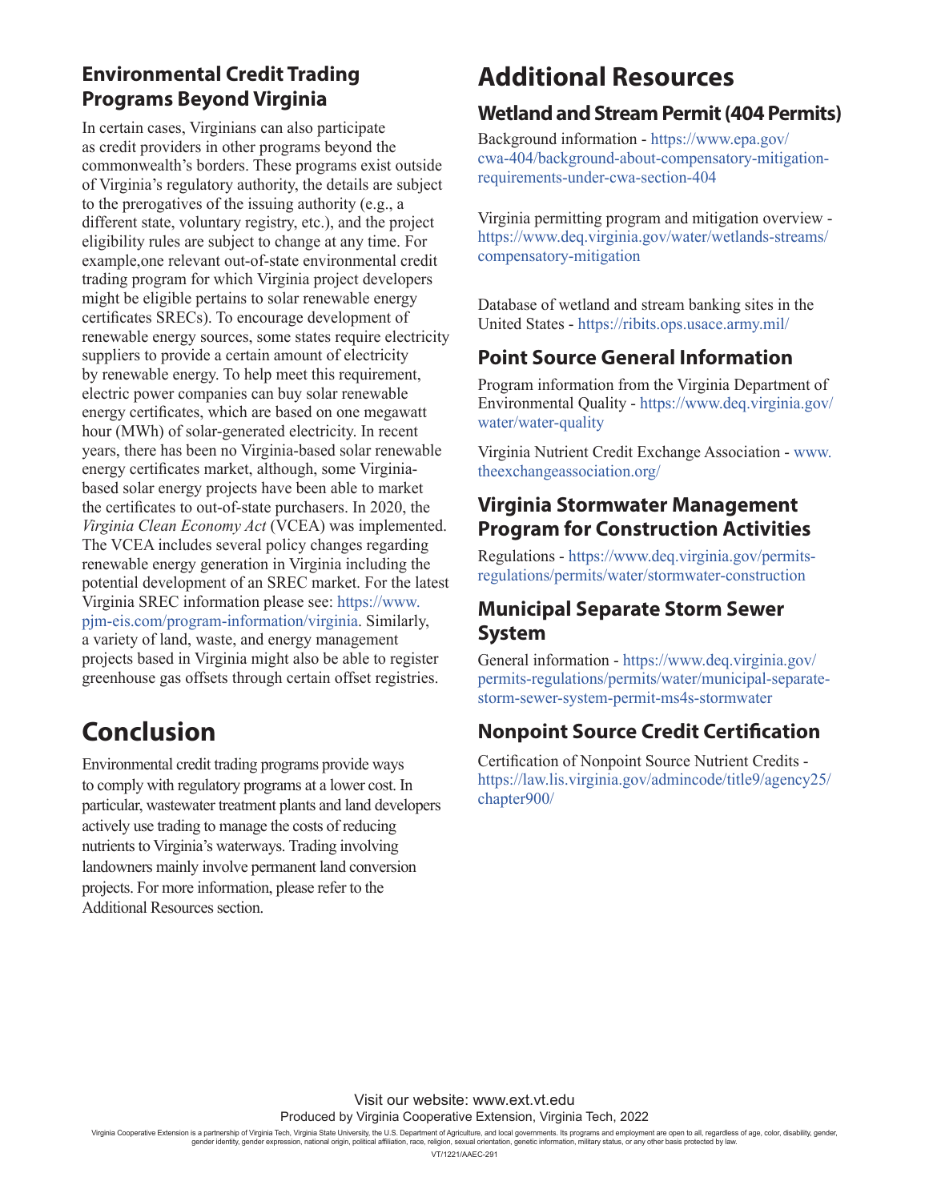## Environmental Credit Trading Programs Beyond Virginia

In certain cases, Virginians can also participate as credit providers in other programs beyond the commonwealth's borders. These programs exist outside of Virginia's regulatory authority, the details are subject to the prerogatives of the issuing authority (e.g., a different state, voluntary registry, etc.), and the project eligibility rules are subject to change at any time. For example,one relevant out-of-state environmental credit trading program for which Virginia project developers might be eligible pertains to solar renewable energy certificates SRECs). To encourage development of renewable energy sources, some states require electricity suppliers to provide a certain amount of electricity by renewable energy. To help meet this requirement, electric power companies can buy solar renewable energy certificates, which are based on one megawatt hour (MWh) of solar-generated electricity. In recent years, there has been no Virginia-based solar renewable energy certificates market, although, some Virginia-based solar energy projects have been able to market the certificates to out-of-state purchasers. In 2020, the *Virginia Clean Economy Act* (VCEA) was implemented. The VCEA includes several policy changes regarding renewable energy generation in Virginia including the potential development of an SREC market. For the latest Virginia SREC information please see: https://www.pjm-eis.com/program-information/virginia. Similarly, a variety of land, waste, and energy management projects based in Virginia might also be able to register greenhouse gas offsets through certain offset registries.

# Conclusion

Environmental credit trading programs provide ways to comply with regulatory programs at a lower cost. In particular, wastewater treatment plants and land developers actively use trading to manage the costs of reducing nutrients to Virginia's waterways. Trading involving landowners mainly involve permanent land conversion projects. For more information, please refer to the Additional Resources section.

# Additional Resources

## Wetland and Stream Permit (404 Permits)

Background information - https://www.epa.gov/cwa-404/background-about-compensatory-mitigation-requirements-under-cwa-section-404

Virginia permitting program and mitigation overview - https://www.deq.virginia.gov/water/wetlands-streams/compensatory-mitigation

Database of wetland and stream banking sites in the United States - https://ribits.ops.usace.army.mil/

## Point Source General Information

Program information from the Virginia Department of Environmental Quality - https://www.deq.virginia.gov/water/water-quality

Virginia Nutrient Credit Exchange Association - www.theexchangeassociation.org/

## Virginia Stormwater Management Program for Construction Activities

Regulations - https://www.deq.virginia.gov/permits-regulations/permits/water/stormwater-construction

## Municipal Separate Storm Sewer System

General information - https://www.deq.virginia.gov/permits-regulations/permits/water/municipal-separate-storm-sewer-system-permit-ms4s-stormwater

## Nonpoint Source Credit Certification

Certification of Nonpoint Source Nutrient Credits - https://law.lis.virginia.gov/admincode/title9/agency25/chapter900/

Visit our website: www.ext.vt.edu
Produced by Virginia Cooperative Extension, Virginia Tech, 2022

Virginia Cooperative Extension is a partnership of Virginia Tech, Virginia State University, the U.S. Department of Agriculture, and local governments. Its programs and employment are open to all, regardless of age, color, disability, gender, gender identity, gender expression, national origin, political affiliation, race, religion, sexual orientation, genetic information, military status, or any other basis protected by law.

VT/1221/AAEC-291